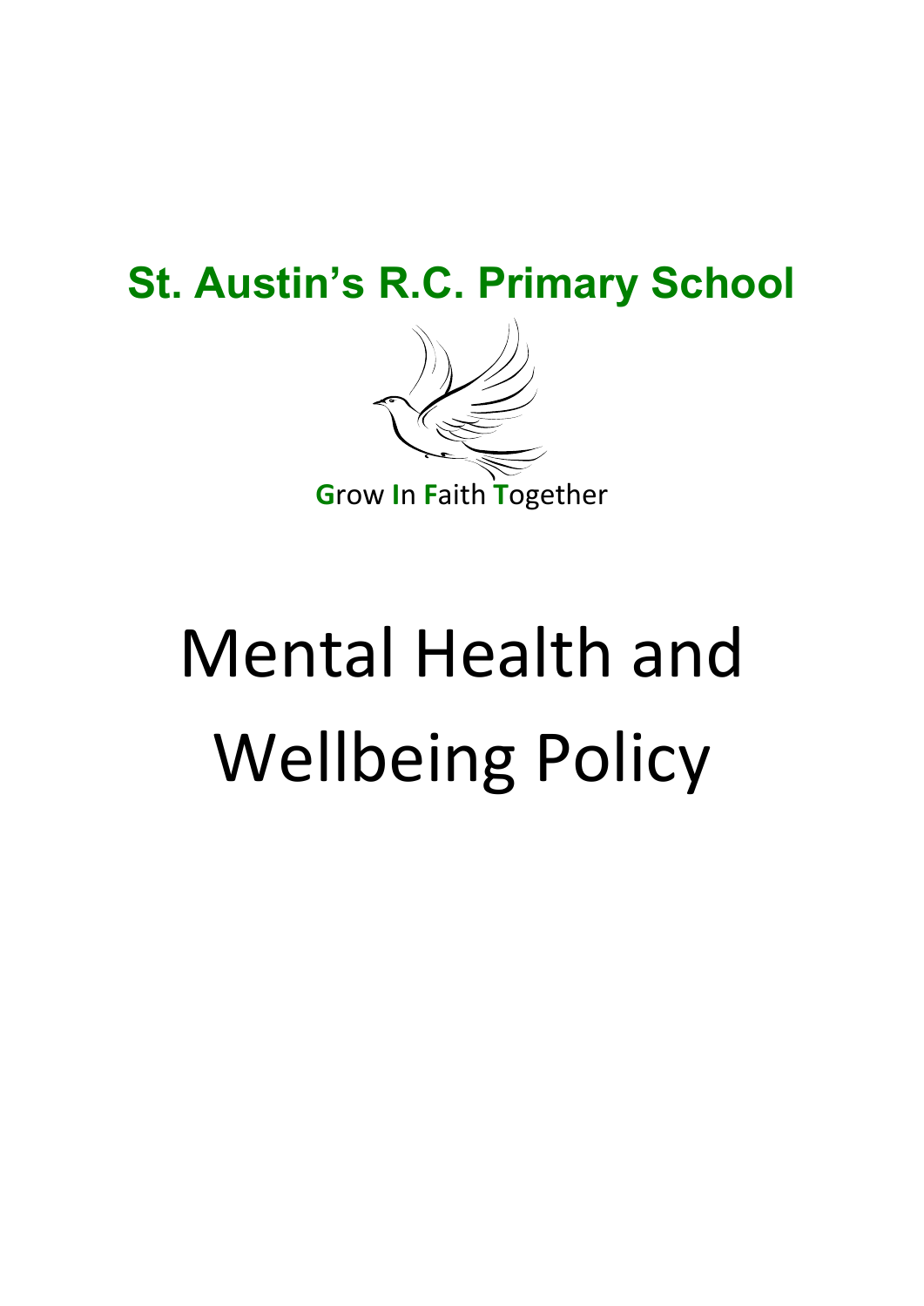# St. Austin's R.C. Primary School

**G**row **I**n **F**aith **T**ogether

# Mental Health and Wellbeing Policy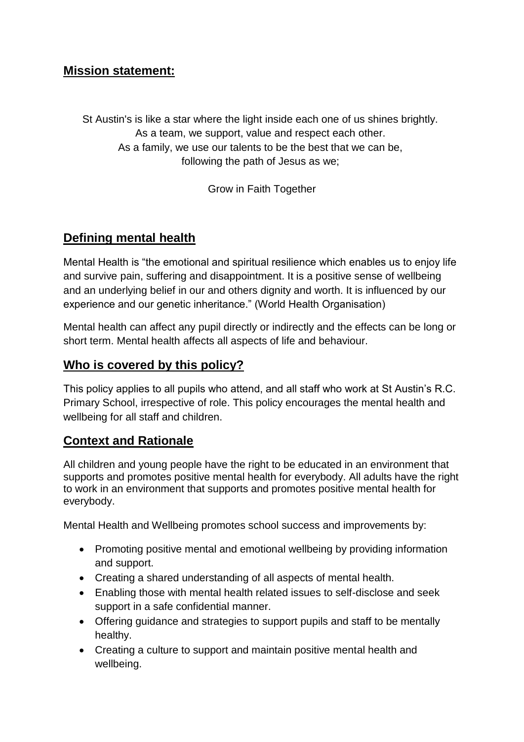## Mission statement:

St Austin's is like a star where the light inside each one of us shines brightly.
As a team, we support, value and respect each other.
As a family, we use our talents to be the best that we can be,
following the path of Jesus as we;

Grow in Faith Together

## Defining mental health

Mental Health is "the emotional and spiritual resilience which enables us to enjoy life and survive pain, suffering and disappointment. It is a positive sense of wellbeing and an underlying belief in our and others dignity and worth. It is influenced by our experience and our genetic inheritance." (World Health Organisation)

Mental health can affect any pupil directly or indirectly and the effects can be long or short term. Mental health affects all aspects of life and behaviour.

## Who is covered by this policy?

This policy applies to all pupils who attend, and all staff who work at St Austin's R.C. Primary School, irrespective of role. This policy encourages the mental health and wellbeing for all staff and children.

## Context and Rationale

All children and young people have the right to be educated in an environment that supports and promotes positive mental health for everybody. All adults have the right to work in an environment that supports and promotes positive mental health for everybody.

Mental Health and Wellbeing promotes school success and improvements by:

- Promoting positive mental and emotional wellbeing by providing information and support.
- Creating a shared understanding of all aspects of mental health.
- Enabling those with mental health related issues to self-disclose and seek support in a safe confidential manner.
- Offering guidance and strategies to support pupils and staff to be mentally healthy.
- Creating a culture to support and maintain positive mental health and wellbeing.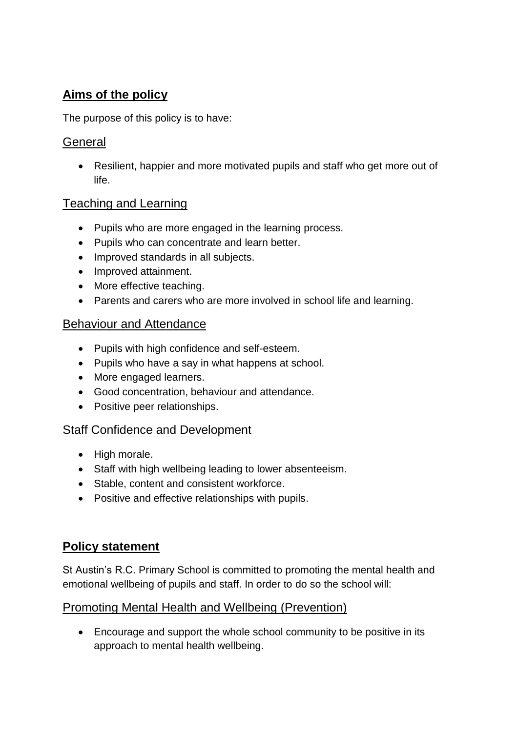## Aims of the policy

The purpose of this policy is to have:

### General

- Resilient, happier and more motivated pupils and staff who get more out of life.

### Teaching and Learning

- Pupils who are more engaged in the learning process.
- Pupils who can concentrate and learn better.
- Improved standards in all subjects.
- Improved attainment.
- More effective teaching.
- Parents and carers who are more involved in school life and learning.

### Behaviour and Attendance

- Pupils with high confidence and self-esteem.
- Pupils who have a say in what happens at school.
- More engaged learners.
- Good concentration, behaviour and attendance.
- Positive peer relationships.

### Staff Confidence and Development

- High morale.
- Staff with high wellbeing leading to lower absenteeism.
- Stable, content and consistent workforce.
- Positive and effective relationships with pupils.

## Policy statement

St Austin's R.C. Primary School is committed to promoting the mental health and emotional wellbeing of pupils and staff. In order to do so the school will:

### Promoting Mental Health and Wellbeing (Prevention)

- Encourage and support the whole school community to be positive in its approach to mental health wellbeing.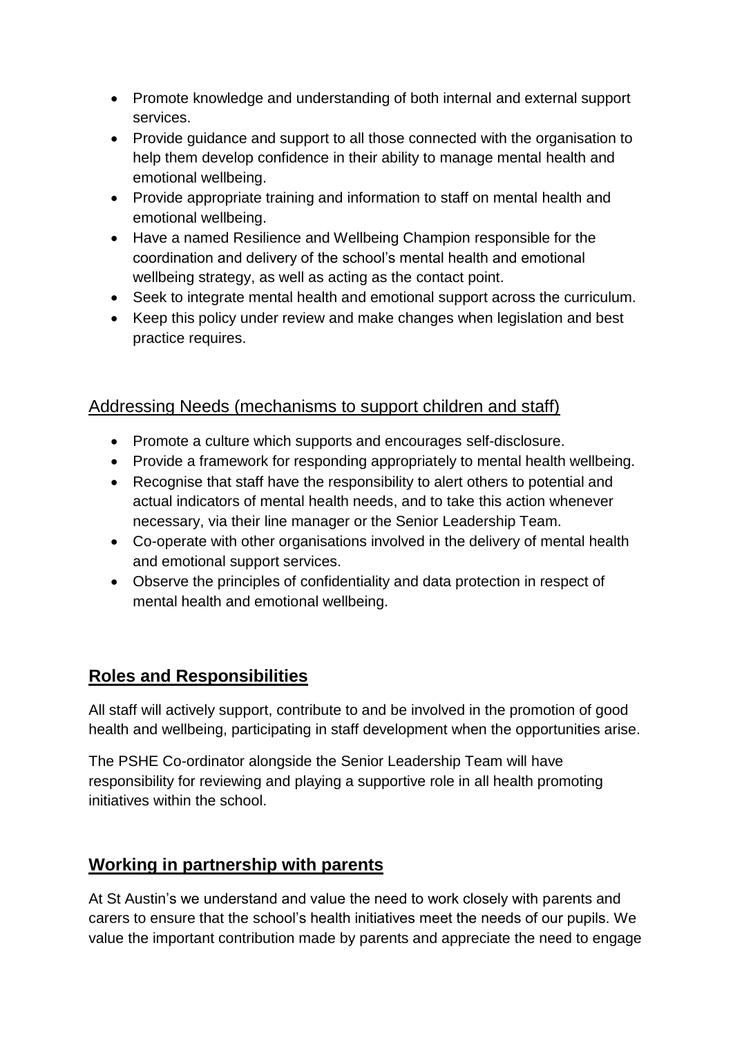- Promote knowledge and understanding of both internal and external support services.
- Provide guidance and support to all those connected with the organisation to help them develop confidence in their ability to manage mental health and emotional wellbeing.
- Provide appropriate training and information to staff on mental health and emotional wellbeing.
- Have a named Resilience and Wellbeing Champion responsible for the coordination and delivery of the school's mental health and emotional wellbeing strategy, as well as acting as the contact point.
- Seek to integrate mental health and emotional support across the curriculum.
- Keep this policy under review and make changes when legislation and best practice requires.

### Addressing Needs (mechanisms to support children and staff)

- Promote a culture which supports and encourages self-disclosure.
- Provide a framework for responding appropriately to mental health wellbeing.
- Recognise that staff have the responsibility to alert others to potential and actual indicators of mental health needs, and to take this action whenever necessary, via their line manager or the Senior Leadership Team.
- Co-operate with other organisations involved in the delivery of mental health and emotional support services.
- Observe the principles of confidentiality and data protection in respect of mental health and emotional wellbeing.

## Roles and Responsibilities

All staff will actively support, contribute to and be involved in the promotion of good health and wellbeing, participating in staff development when the opportunities arise.

The PSHE Co-ordinator alongside the Senior Leadership Team will have responsibility for reviewing and playing a supportive role in all health promoting initiatives within the school.

## Working in partnership with parents

At St Austin's we understand and value the need to work closely with parents and carers to ensure that the school's health initiatives meet the needs of our pupils. We value the important contribution made by parents and appreciate the need to engage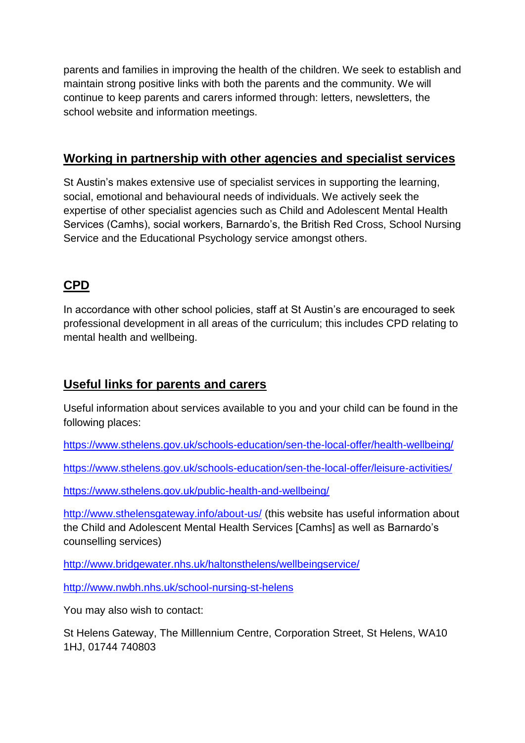parents and families in improving the health of the children. We seek to establish and maintain strong positive links with both the parents and the community. We will continue to keep parents and carers informed through: letters, newsletters, the school website and information meetings.

## Working in partnership with other agencies and specialist services

St Austin's makes extensive use of specialist services in supporting the learning, social, emotional and behavioural needs of individuals. We actively seek the expertise of other specialist agencies such as Child and Adolescent Mental Health Services (Camhs), social workers, Barnardo's, the British Red Cross, School Nursing Service and the Educational Psychology service amongst others.

## CPD

In accordance with other school policies, staff at St Austin's are encouraged to seek professional development in all areas of the curriculum; this includes CPD relating to mental health and wellbeing.

## Useful links for parents and carers

Useful information about services available to you and your child can be found in the following places:

https://www.sthelens.gov.uk/schools-education/sen-the-local-offer/health-wellbeing/

https://www.sthelens.gov.uk/schools-education/sen-the-local-offer/leisure-activities/

https://www.sthelens.gov.uk/public-health-and-wellbeing/

http://www.sthelensgateway.info/about-us/ (this website has useful information about the Child and Adolescent Mental Health Services [Camhs] as well as Barnardo's counselling services)

http://www.bridgewater.nhs.uk/haltonsthelens/wellbeingservice/

http://www.nwbh.nhs.uk/school-nursing-st-helens

You may also wish to contact:

St Helens Gateway, The Milllennium Centre, Corporation Street, St Helens, WA10 1HJ, 01744 740803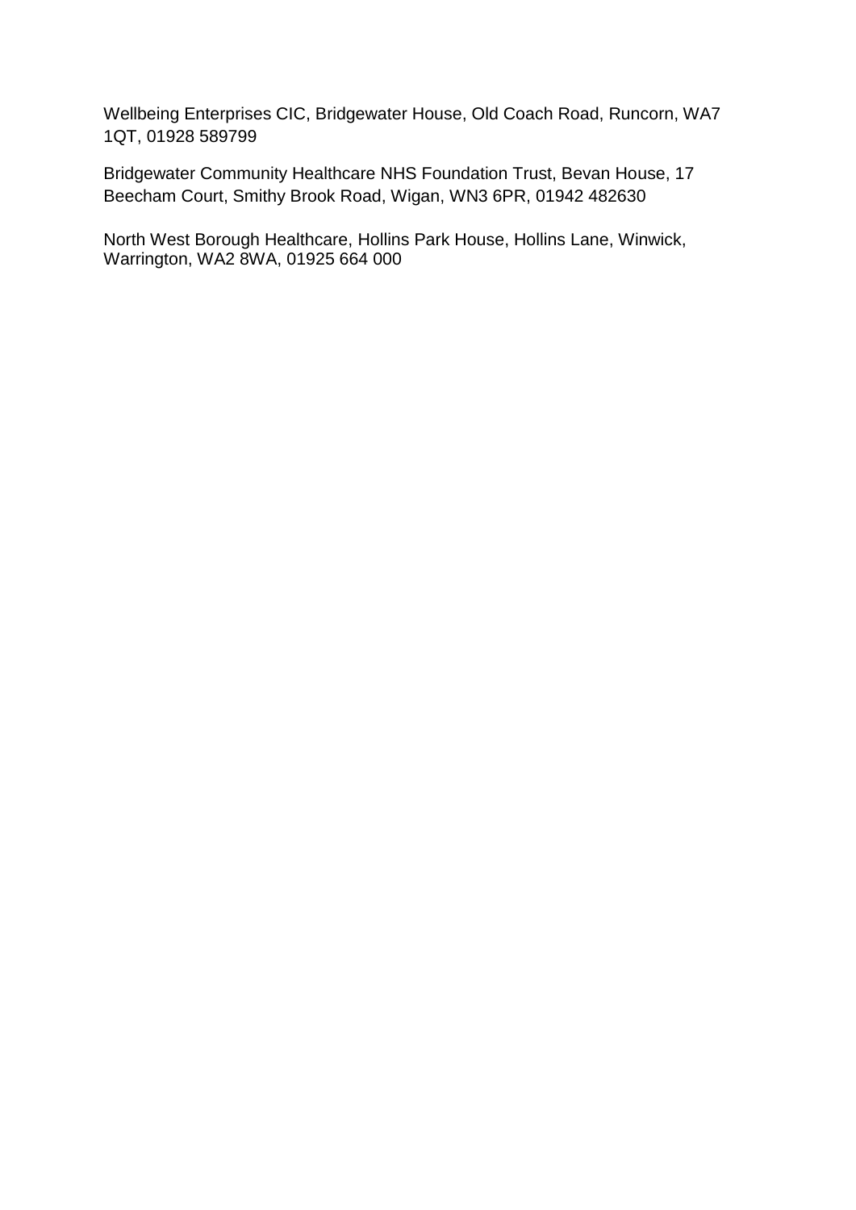Wellbeing Enterprises CIC, Bridgewater House, Old Coach Road, Runcorn, WA7 1QT, 01928 589799

Bridgewater Community Healthcare NHS Foundation Trust, Bevan House, 17 Beecham Court, Smithy Brook Road, Wigan, WN3 6PR, 01942 482630

North West Borough Healthcare, Hollins Park House, Hollins Lane, Winwick, Warrington, WA2 8WA, 01925 664 000